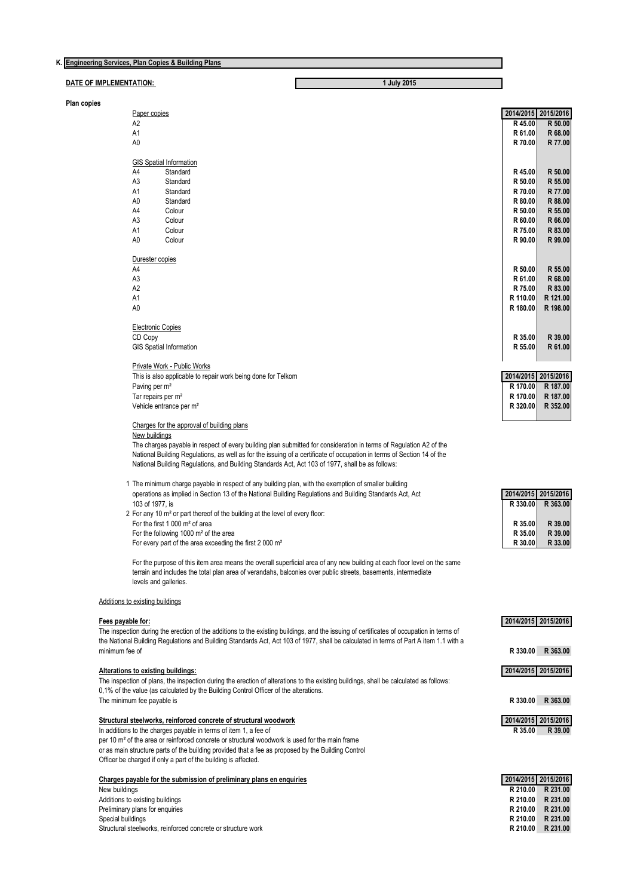## K. Engineering Services, Plan Copies & Building Plans

**DATE OF IMPLEMENTATION:** 1 July 2015

**Plan copies**

| Paper copies | 2014/2015 | 2015/2016 |
|---|---|---|
| A2 | R 45.00 | R 50.00 |
| A1 | R 61.00 | R 68.00 |
| A0 | R 70.00 | R 77.00 |
| **GIS Spatial Information** | | |
| A4 Standard | R 45.00 | R 50.00 |
| A3 Standard | R 50.00 | R 55.00 |
| A1 Standard | R 70.00 | R 77.00 |
| A0 Standard | R 80.00 | R 88.00 |
| A4 Colour | R 50.00 | R 55.00 |
| A3 Colour | R 60.00 | R 66.00 |
| A1 Colour | R 75.00 | R 83.00 |
| A0 Colour | R 90.00 | R 99.00 |
| **Durester copies** | | |
| A4 | R 50.00 | R 55.00 |
| A3 | R 61.00 | R 68.00 |
| A2 | R 75.00 | R 83.00 |
| A1 | R 110.00 | R 121.00 |
| A0 | R 180.00 | R 198.00 |
| **Electronic Copies** | | |
| CD Copy | R 35.00 | R 39.00 |
| GIS Spatial Information | R 55.00 | R 61.00 |

**Private Work - Public Works**

This is also applicable to repair work being done for Telkom

| | 2014/2015 | 2015/2016 |
|---|---|---|
| Paving per m² | R 170.00 | R 187.00 |
| Tar repairs per m² | R 170.00 | R 187.00 |
| Vehicle entrance per m² | R 320.00 | R 352.00 |

**Charges for the approval of building plans**

**New buildings**

The charges payable in respect of every building plan submitted for consideration in terms of Regulation A2 of the National Building Regulations, as well as for the issuing of a certificate of occupation in terms of Section 14 of the National Building Regulations, and Building Standards Act, Act 103 of 1977, shall be as follows:

| | 2014/2015 | 2015/2016 |
|---|---|---|
| 1 The minimum charge payable in respect of any building plan, with the exemption of smaller building operations as implied in Section 13 of the National Building Regulations and Building Standards Act, Act 103 of 1977, is | R 330.00 | R 363.00 |
| 2 For any 10 m² or part thereof of the building at the level of every floor: | | |
| For the first 1 000 m² of area | R 35.00 | R 39.00 |
| For the following 1000 m² of the area | R 35.00 | R 39.00 |
| For every part of the area exceeding the first 2 000 m² | R 30.00 | R 33.00 |

For the purpose of this item area means the overall superficial area of any new building at each floor level on the same terrain and includes the total plan area of verandahs, balconies over public streets, basements, intermediate levels and galleries.

**Additions to existing buildings**

| **Fees payable for:** | 2014/2015 | 2015/2016 |
|---|---|---|
| The inspection during the erection of the additions to the existing buildings, and the issuing of certificates of occupation in terms of the National Building Regulations and Building Standards Act, Act 103 of 1977, shall be calculated in terms of Part A item 1.1 with a minimum fee of | R 330.00 | R 363.00 |

| **Alterations to existing buildings:** | 2014/2015 | 2015/2016 |
|---|---|---|
| The inspection of plans, the inspection during the erection of alterations to the existing buildings, shall be calculated as follows: 0,1% of the value (as calculated by the Building Control Officer of the alterations. The minimum fee payable is | R 330.00 | R 363.00 |

| **Structural steelworks, reinforced concrete of structural woodwork** | 2014/2015 | 2015/2016 |
|---|---|---|
| In additions to the charges payable in terms of item 1, a fee of per 10 m² of the area or reinforced concrete or structural woodwork is used for the main frame or as main structure parts of the building provided that a fee as proposed by the Building Control Officer be charged if only a part of the building is affected. | R 35.00 | R 39.00 |

| **Charges payable for the submission of preliminary plans en enquiries** | 2014/2015 | 2015/2016 |
|---|---|---|
| New buildings | R 210.00 | R 231.00 |
| Additions to existing buildings | R 210.00 | R 231.00 |
| Preliminary plans for enquiries | R 210.00 | R 231.00 |
| Special buildings | R 210.00 | R 231.00 |
| Structural steelworks, reinforced concrete or structure work | R 210.00 | R 231.00 |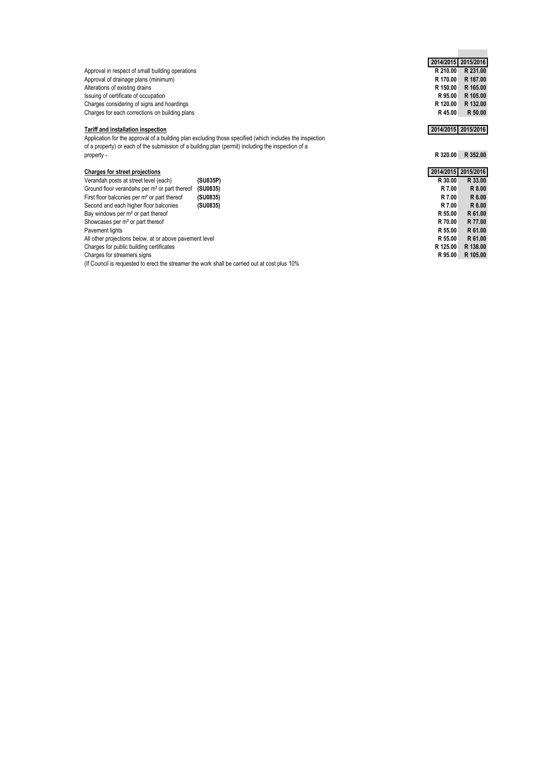| | 2014/2015 | 2015/2016 |
|---|---|---|
| Approval in respect of small building operations | R 210.00 | R 231.00 |
| Approval of drainage plans (minimum) | R 170.00 | R 187.00 |
| Alterations of existing drains | R 150.00 | R 165.00 |
| Issuing of certificate of occupation | R 95.00 | R 105.00 |
| Charges considering of signs and hoardings | R 120.00 | R 132.00 |
| Charges for each corrections on building plans | R 45.00 | R 50.00 |

| **Tariff and installation inspection** | 2014/2015 | 2015/2016 |
|---|---|---|
| Application for the approval of a building plan excluding those specified (which includes the inspection of a property) or each of the submission of a building plan (permit) including the inspection of a property - | R 320.00 | R 352.00 |

| **Charges for street projections** | | 2014/2015 | 2015/2016 |
|---|---|---|---|
| Verandah posts at street level (each) | (SU835P) | R 30.00 | R 33.00 |
| Ground floor verandahs per m² or part thereof | (SU0835) | R 7.00 | R 8.00 |
| First floor balconies per m² or part thereof | (SU0835) | R 7.00 | R 8.00 |
| Second and each higher floor balconies | (SU0835) | R 7.00 | R 8.00 |
| Bay windows per m² or part thereof | | R 55.00 | R 61.00 |
| Showcases per m² or part thereof | | R 70.00 | R 77.00 |
| Pavement lights | | R 55.00 | R 61.00 |
| All other projections below, at or above pavement level | | R 55.00 | R 61.00 |
| Charges for public building certificates | | R 125.00 | R 138.00 |
| Charges for streamers signs | | R 95.00 | R 105.00 |

(If Council is requested to erect the streamer the work shall be carried out at cost plus 10%